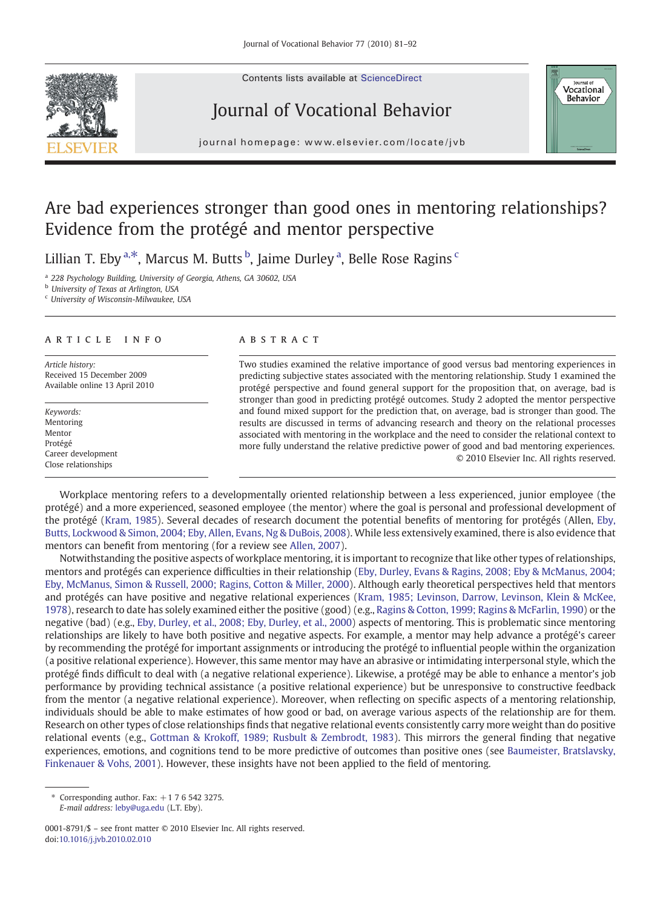# Are bad experiences stronger than good ones in mentoring relationships? Evidence from the protégé and mentor perspective

Lillian T. Eby [a,*], Marcus M. Butts [b], Jaime Durley [a], Belle Rose Ragins [c]

[a] 228 Psychology Building, University of Georgia, Athens, GA 30602, USA
[b] University of Texas at Arlington, USA
[c] University of Wisconsin-Milwaukee, USA

## ARTICLE INFO

*Article history:*
Received 15 December 2009
Available online 13 April 2010

*Keywords:*
Mentoring
Mentor
Protégé
Career development
Close relationships

## ABSTRACT

Two studies examined the relative importance of good versus bad mentoring experiences in predicting subjective states associated with the mentoring relationship. Study 1 examined the protégé perspective and found general support for the proposition that, on average, bad is stronger than good in predicting protégé outcomes. Study 2 adopted the mentor perspective and found mixed support for the prediction that, on average, bad is stronger than good. The results are discussed in terms of advancing research and theory on the relational processes associated with mentoring in the workplace and the need to consider the relational context to more fully understand the relative predictive power of good and bad mentoring experiences.

© 2010 Elsevier Inc. All rights reserved.

Workplace mentoring refers to a developmentally oriented relationship between a less experienced, junior employee (the protégé) and a more experienced, seasoned employee (the mentor) where the goal is personal and professional development of the protégé (Kram, 1985). Several decades of research document the potential benefits of mentoring for protégés (Allen, Eby, Butts, Lockwood & Simon, 2004; Eby, Allen, Evans, Ng & DuBois, 2008). While less extensively examined, there is also evidence that mentors can benefit from mentoring (for a review see Allen, 2007).

Notwithstanding the positive aspects of workplace mentoring, it is important to recognize that like other types of relationships, mentors and protégés can experience difficulties in their relationship (Eby, Durley, Evans & Ragins, 2008; Eby & McManus, 2004; Eby, McManus, Simon & Russell, 2000; Ragins, Cotton & Miller, 2000). Although early theoretical perspectives held that mentors and protégés can have positive and negative relational experiences (Kram, 1985; Levinson, Darrow, Levinson, Klein & McKee, 1978), research to date has solely examined either the positive (good) (e.g., Ragins & Cotton, 1999; Ragins & McFarlin, 1990) or the negative (bad) (e.g., Eby, Durley, et al., 2008; Eby, Durley, et al., 2000) aspects of mentoring. This is problematic since mentoring relationships are likely to have both positive and negative aspects. For example, a mentor may help advance a protégé's career by recommending the protégé for important assignments or introducing the protégé to influential people within the organization (a positive relational experience). However, this same mentor may have an abrasive or intimidating interpersonal style, which the protégé finds difficult to deal with (a negative relational experience). Likewise, a protégé may be able to enhance a mentor's job performance by providing technical assistance (a positive relational experience) but be unresponsive to constructive feedback from the mentor (a negative relational experience). Moreover, when reflecting on specific aspects of a mentoring relationship, individuals should be able to make estimates of how good or bad, on average various aspects of the relationship are for them. Research on other types of close relationships finds that negative relational events consistently carry more weight than do positive relational events (e.g., Gottman & Krokoff, 1989; Rusbult & Zembrodt, 1983). This mirrors the general finding that negative experiences, emotions, and cognitions tend to be more predictive of outcomes than positive ones (see Baumeister, Bratslavsky, Finkenauer & Vohs, 2001). However, these insights have not been applied to the field of mentoring.

\* Corresponding author. Fax: +1 7 6 542 3275.
*E-mail address:* leby@uga.edu (L.T. Eby).

0001-8791/$ – see front matter © 2010 Elsevier Inc. All rights reserved.
doi:10.1016/j.jvb.2010.02.010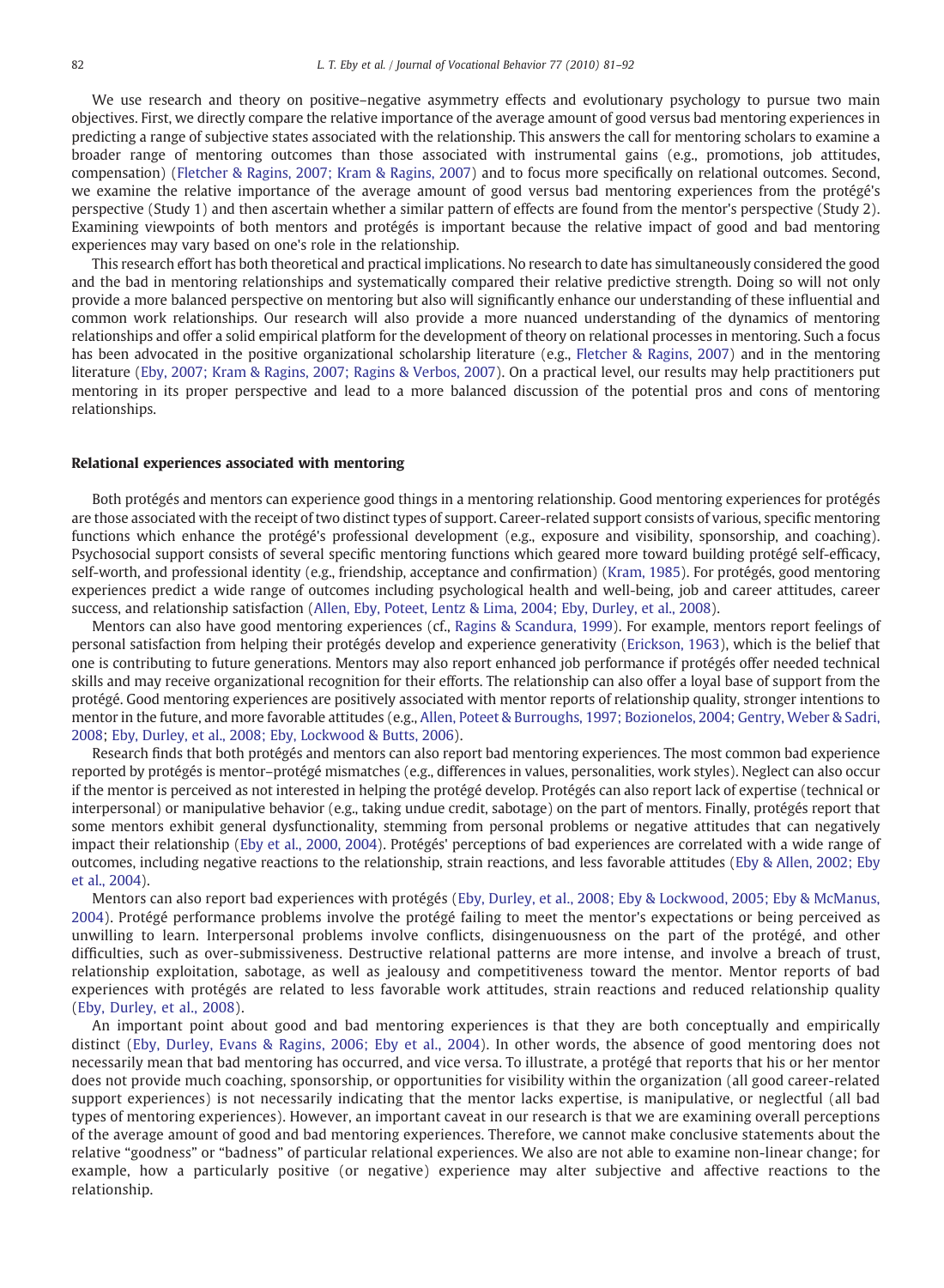We use research and theory on positive–negative asymmetry effects and evolutionary psychology to pursue two main objectives. First, we directly compare the relative importance of the average amount of good versus bad mentoring experiences in predicting a range of subjective states associated with the relationship. This answers the call for mentoring scholars to examine a broader range of mentoring outcomes than those associated with instrumental gains (e.g., promotions, job attitudes, compensation) (Fletcher & Ragins, 2007; Kram & Ragins, 2007) and to focus more specifically on relational outcomes. Second, we examine the relative importance of the average amount of good versus bad mentoring experiences from the protégé's perspective (Study 1) and then ascertain whether a similar pattern of effects are found from the mentor's perspective (Study 2). Examining viewpoints of both mentors and protégés is important because the relative impact of good and bad mentoring experiences may vary based on one's role in the relationship.

This research effort has both theoretical and practical implications. No research to date has simultaneously considered the good and the bad in mentoring relationships and systematically compared their relative predictive strength. Doing so will not only provide a more balanced perspective on mentoring but also will significantly enhance our understanding of these influential and common work relationships. Our research will also provide a more nuanced understanding of the dynamics of mentoring relationships and offer a solid empirical platform for the development of theory on relational processes in mentoring. Such a focus has been advocated in the positive organizational scholarship literature (e.g., Fletcher & Ragins, 2007) and in the mentoring literature (Eby, 2007; Kram & Ragins, 2007; Ragins & Verbos, 2007). On a practical level, our results may help practitioners put mentoring in its proper perspective and lead to a more balanced discussion of the potential pros and cons of mentoring relationships.

## Relational experiences associated with mentoring

Both protégés and mentors can experience good things in a mentoring relationship. Good mentoring experiences for protégés are those associated with the receipt of two distinct types of support. Career-related support consists of various, specific mentoring functions which enhance the protégé's professional development (e.g., exposure and visibility, sponsorship, and coaching). Psychosocial support consists of several specific mentoring functions which geared more toward building protégé self-efficacy, self-worth, and professional identity (e.g., friendship, acceptance and confirmation) (Kram, 1985). For protégés, good mentoring experiences predict a wide range of outcomes including psychological health and well-being, job and career attitudes, career success, and relationship satisfaction (Allen, Eby, Poteet, Lentz & Lima, 2004; Eby, Durley, et al., 2008).

Mentors can also have good mentoring experiences (cf., Ragins & Scandura, 1999). For example, mentors report feelings of personal satisfaction from helping their protégés develop and experience generativity (Erickson, 1963), which is the belief that one is contributing to future generations. Mentors may also report enhanced job performance if protégés offer needed technical skills and may receive organizational recognition for their efforts. The relationship can also offer a loyal base of support from the protégé. Good mentoring experiences are positively associated with mentor reports of relationship quality, stronger intentions to mentor in the future, and more favorable attitudes (e.g., Allen, Poteet & Burroughs, 1997; Bozionelos, 2004; Gentry, Weber & Sadri, 2008; Eby, Durley, et al., 2008; Eby, Lockwood & Butts, 2006).

Research finds that both protégés and mentors can also report bad mentoring experiences. The most common bad experience reported by protégés is mentor–protégé mismatches (e.g., differences in values, personalities, work styles). Neglect can also occur if the mentor is perceived as not interested in helping the protégé develop. Protégés can also report lack of expertise (technical or interpersonal) or manipulative behavior (e.g., taking undue credit, sabotage) on the part of mentors. Finally, protégés report that some mentors exhibit general dysfunctionality, stemming from personal problems or negative attitudes that can negatively impact their relationship (Eby et al., 2000, 2004). Protégés' perceptions of bad experiences are correlated with a wide range of outcomes, including negative reactions to the relationship, strain reactions, and less favorable attitudes (Eby & Allen, 2002; Eby et al., 2004).

Mentors can also report bad experiences with protégés (Eby, Durley, et al., 2008; Eby & Lockwood, 2005; Eby & McManus, 2004). Protégé performance problems involve the protégé failing to meet the mentor's expectations or being perceived as unwilling to learn. Interpersonal problems involve conflicts, disingenuousness on the part of the protégé, and other difficulties, such as over-submissiveness. Destructive relational patterns are more intense, and involve a breach of trust, relationship exploitation, sabotage, as well as jealousy and competitiveness toward the mentor. Mentor reports of bad experiences with protégés are related to less favorable work attitudes, strain reactions and reduced relationship quality (Eby, Durley, et al., 2008).

An important point about good and bad mentoring experiences is that they are both conceptually and empirically distinct (Eby, Durley, Evans & Ragins, 2006; Eby et al., 2004). In other words, the absence of good mentoring does not necessarily mean that bad mentoring has occurred, and vice versa. To illustrate, a protégé that reports that his or her mentor does not provide much coaching, sponsorship, or opportunities for visibility within the organization (all good career-related support experiences) is not necessarily indicating that the mentor lacks expertise, is manipulative, or neglectful (all bad types of mentoring experiences). However, an important caveat in our research is that we are examining overall perceptions of the average amount of good and bad mentoring experiences. Therefore, we cannot make conclusive statements about the relative "goodness" or "badness" of particular relational experiences. We also are not able to examine non-linear change; for example, how a particularly positive (or negative) experience may alter subjective and affective reactions to the relationship.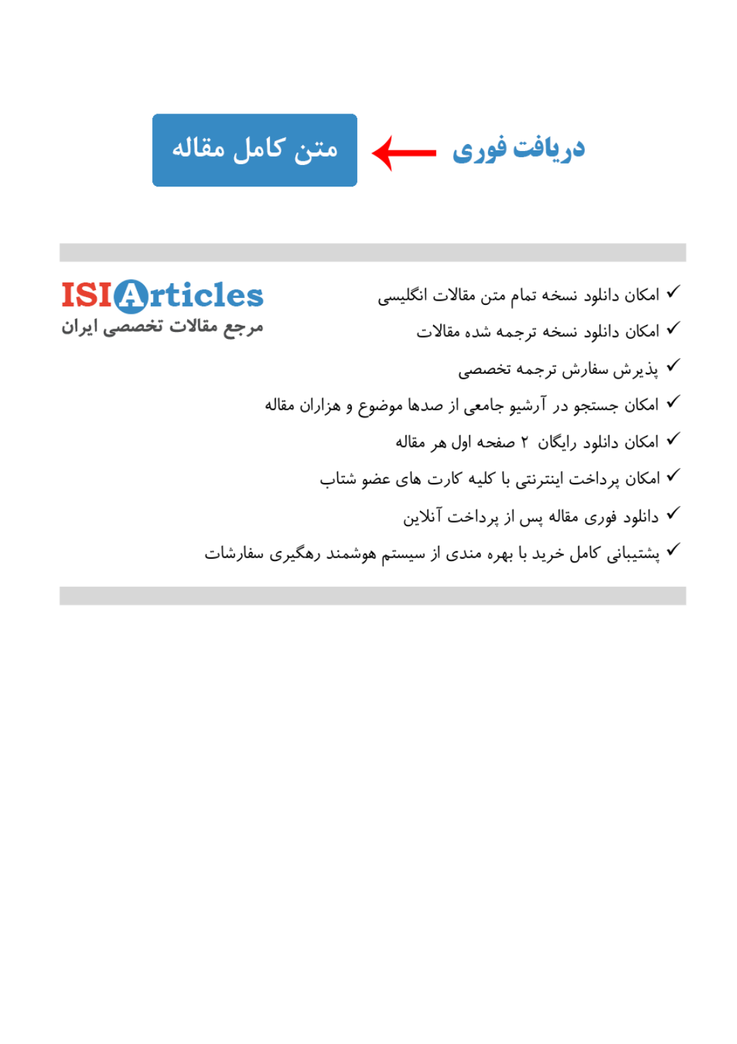دریافت فوری ← متن کامل مقاله

**ISIArticles**
مرجع مقالات تخصصی ایران

- ✓ امکان دانلود نسخه تمام متن مقالات انگلیسی
- ✓ امکان دانلود نسخه ترجمه شده مقالات
- ✓ پذیرش سفارش ترجمه تخصصی
- ✓ امکان جستجو در آرشیو جامعی از صدها موضوع و هزاران مقاله
- ✓ امکان دانلود رایگان ۲ صفحه اول هر مقاله
- ✓ امکان پرداخت اینترنتی با کلیه کارت های عضو شتاب
- ✓ دانلود فوری مقاله پس از پرداخت آنلاین
- ✓ پشتیبانی کامل خرید با بهره مندی از سیستم هوشمند رهگیری سفارشات